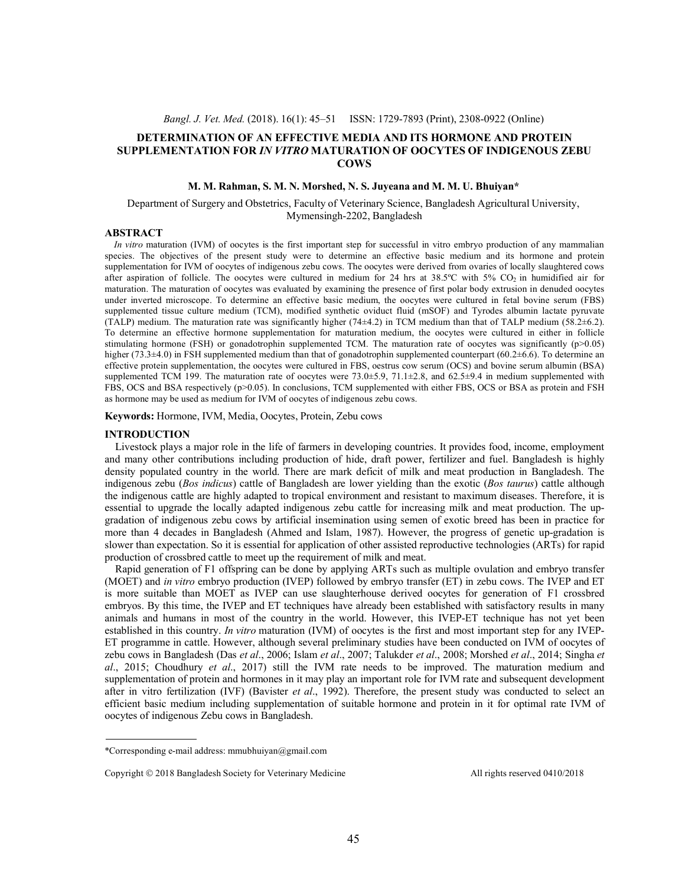# DETERMINATION OF AN EFFECTIVE MEDIA AND ITS HORMONE AND PROTEIN SUPPLEMENTATION FOR *IN VITRO* MATURATION OF OOCYTES OF INDIGENOUS ZEBU COWS

**M. M. Rahman, S. M. N. Morshed, N. S. Juyeana and M. M. U. Bhuiyan***

Department of Surgery and Obstetrics, Faculty of Veterinary Science, Bangladesh Agricultural University, Mymensingh-2202, Bangladesh

## ABSTRACT

*In vitro* maturation (IVM) of oocytes is the first important step for successful in vitro embryo production of any mammalian species. The objectives of the present study were to determine an effective basic medium and its hormone and protein supplementation for IVM of oocytes of indigenous zebu cows. The oocytes were derived from ovaries of locally slaughtered cows after aspiration of follicle. The oocytes were cultured in medium for 24 hrs at 38.5ºC with 5% $CO_2$ in humidified air for maturation. The maturation of oocytes was evaluated by examining the presence of first polar body extrusion in denuded oocytes under inverted microscope. To determine an effective basic medium, the oocytes were cultured in fetal bovine serum (FBS) supplemented tissue culture medium (TCM), modified synthetic oviduct fluid (mSOF) and Tyrodes albumin lactate pyruvate (TALP) medium. The maturation rate was significantly higher (74±4.2) in TCM medium than that of TALP medium (58.2±6.2). To determine an effective hormone supplementation for maturation medium, the oocytes were cultured in either in follicle stimulating hormone (FSH) or gonadotrophin supplemented TCM. The maturation rate of oocytes was significantly ($p>0.05$) higher (73.3±4.0) in FSH supplemented medium than that of gonadotrophin supplemented counterpart (60.2±6.6). To determine an effective protein supplementation, the oocytes were cultured in FBS, oestrus cow serum (OCS) and bovine serum albumin (BSA) supplemented TCM 199. The maturation rate of oocytes were 73.0±5.9, 71.1±2.8, and 62.5±9.4 in medium supplemented with FBS, OCS and BSA respectively ($p>0.05$). In conclusions, TCM supplemented with either FBS, OCS or BSA as protein and FSH as hormone may be used as medium for IVM of oocytes of indigenous zebu cows.

**Keywords:** Hormone, IVM, Media, Oocytes, Protein, Zebu cows

## INTRODUCTION

Livestock plays a major role in the life of farmers in developing countries. It provides food, income, employment and many other contributions including production of hide, draft power, fertilizer and fuel. Bangladesh is highly density populated country in the world. There are mark deficit of milk and meat production in Bangladesh. The indigenous zebu (*Bos indicus*) cattle of Bangladesh are lower yielding than the exotic (*Bos taurus*) cattle although the indigenous cattle are highly adapted to tropical environment and resistant to maximum diseases. Therefore, it is essential to upgrade the locally adapted indigenous zebu cattle for increasing milk and meat production. The up-gradation of indigenous zebu cows by artificial insemination using semen of exotic breed has been in practice for more than 4 decades in Bangladesh (Ahmed and Islam, 1987). However, the progress of genetic up-gradation is slower than expectation. So it is essential for application of other assisted reproductive technologies (ARTs) for rapid production of crossbred cattle to meet up the requirement of milk and meat.

Rapid generation of F1 offspring can be done by applying ARTs such as multiple ovulation and embryo transfer (MOET) and *in vitro* embryo production (IVEP) followed by embryo transfer (ET) in zebu cows. The IVEP and ET is more suitable than MOET as IVEP can use slaughterhouse derived oocytes for generation of F1 crossbred embryos. By this time, the IVEP and ET techniques have already been established with satisfactory results in many animals and humans in most of the country in the world. However, this IVEP-ET technique has not yet been established in this country. *In vitro* maturation (IVM) of oocytes is the first and most important step for any IVEP-ET programme in cattle. However, although several preliminary studies have been conducted on IVM of oocytes of zebu cows in Bangladesh (Das *et al*., 2006; Islam *et al*., 2007; Talukder *et al*., 2008; Morshed *et al*., 2014; Singha *et al*., 2015; Choudhury *et al*., 2017) still the IVM rate needs to be improved. The maturation medium and supplementation of protein and hormones in it may play an important role for IVM rate and subsequent development after in vitro fertilization (IVF) (Bavister *et al*., 1992). Therefore, the present study was conducted to select an efficient basic medium including supplementation of suitable hormone and protein in it for optimal rate IVM of oocytes of indigenous Zebu cows in Bangladesh.

*Corresponding e-mail address: mmubhuiyan@gmail.com

Copyright © 2018 Bangladesh Society for Veterinary Medicine All rights reserved 0410/2018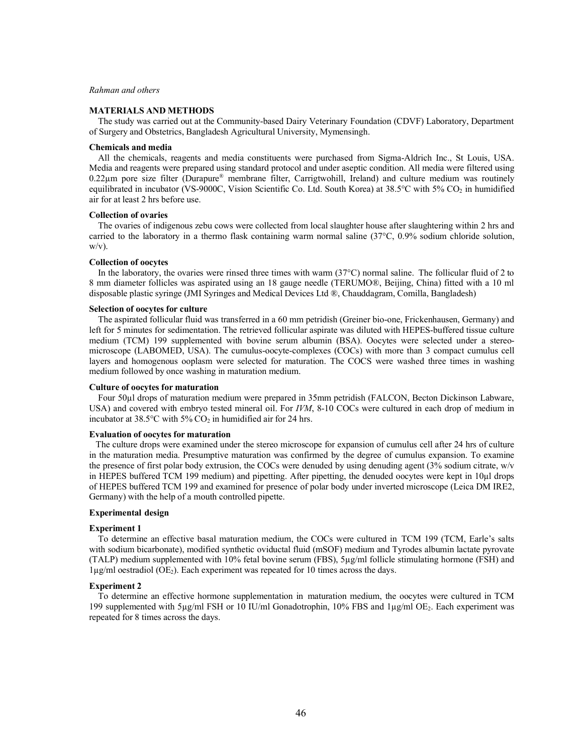## MATERIALS AND METHODS

The study was carried out at the Community-based Dairy Veterinary Foundation (CDVF) Laboratory, Department of Surgery and Obstetrics, Bangladesh Agricultural University, Mymensingh.

### Chemicals and media

All the chemicals, reagents and media constituents were purchased from Sigma-Aldrich Inc., St Louis, USA. Media and reagents were prepared using standard protocol and under aseptic condition. All media were filtered using 0.22µm pore size filter (Durapure® membrane filter, Carrigtwohill, Ireland) and culture medium was routinely equilibrated in incubator (VS-9000C, Vision Scientific Co. Ltd. South Korea) at 38.5°C with 5% $CO_2$ in humidified air for at least 2 hrs before use.

### Collection of ovaries

The ovaries of indigenous zebu cows were collected from local slaughter house after slaughtering within 2 hrs and carried to the laboratory in a thermo flask containing warm normal saline (37°C, 0.9% sodium chloride solution, w/v).

### Collection of oocytes

In the laboratory, the ovaries were rinsed three times with warm (37°C) normal saline. The follicular fluid of 2 to 8 mm diameter follicles was aspirated using an 18 gauge needle (TERUMO®, Beijing, China) fitted with a 10 ml disposable plastic syringe (JMI Syringes and Medical Devices Ltd ®, Chauddagram, Comilla, Bangladesh)

### Selection of oocytes for culture

The aspirated follicular fluid was transferred in a 60 mm petridish (Greiner bio-one, Frickenhausen, Germany) and left for 5 minutes for sedimentation. The retrieved follicular aspirate was diluted with HEPES-buffered tissue culture medium (TCM) 199 supplemented with bovine serum albumin (BSA). Oocytes were selected under a stereo-microscope (LABOMED, USA). The cumulus-oocyte-complexes (COCs) with more than 3 compact cumulus cell layers and homogenous ooplasm were selected for maturation. The COCS were washed three times in washing medium followed by once washing in maturation medium.

### Culture of oocytes for maturation

Four 50µl drops of maturation medium were prepared in 35mm petridish (FALCON, Becton Dickinson Labware, USA) and covered with embryo tested mineral oil. For *IVM*, 8-10 COCs were cultured in each drop of medium in incubator at 38.5°C with 5% $CO_2$ in humidified air for 24 hrs.

### Evaluation of oocytes for maturation

The culture drops were examined under the stereo microscope for expansion of cumulus cell after 24 hrs of culture in the maturation media. Presumptive maturation was confirmed by the degree of cumulus expansion. To examine the presence of first polar body extrusion, the COCs were denuded by using denuding agent (3% sodium citrate, w/v in HEPES buffered TCM 199 medium) and pipetting. After pipetting, the denuded oocytes were kept in 10µl drops of HEPES buffered TCM 199 and examined for presence of polar body under inverted microscope (Leica DM IRE2, Germany) with the help of a mouth controlled pipette.

### Experimental design

#### Experiment 1

To determine an effective basal maturation medium, the COCs were cultured in TCM 199 (TCM, Earle's salts with sodium bicarbonate), modified synthetic oviductal fluid (mSOF) medium and Tyrodes albumin lactate pyrovate (TALP) medium supplemented with 10% fetal bovine serum (FBS), 5µg/ml follicle stimulating hormone (FSH) and 1µg/ml oestradiol ($OE_2$). Each experiment was repeated for 10 times across the days.

#### Experiment 2

To determine an effective hormone supplementation in maturation medium, the oocytes were cultured in TCM 199 supplemented with 5µg/ml FSH or 10 IU/ml Gonadotrophin, 10% FBS and 1µg/ml $OE_2$. Each experiment was repeated for 8 times across the days.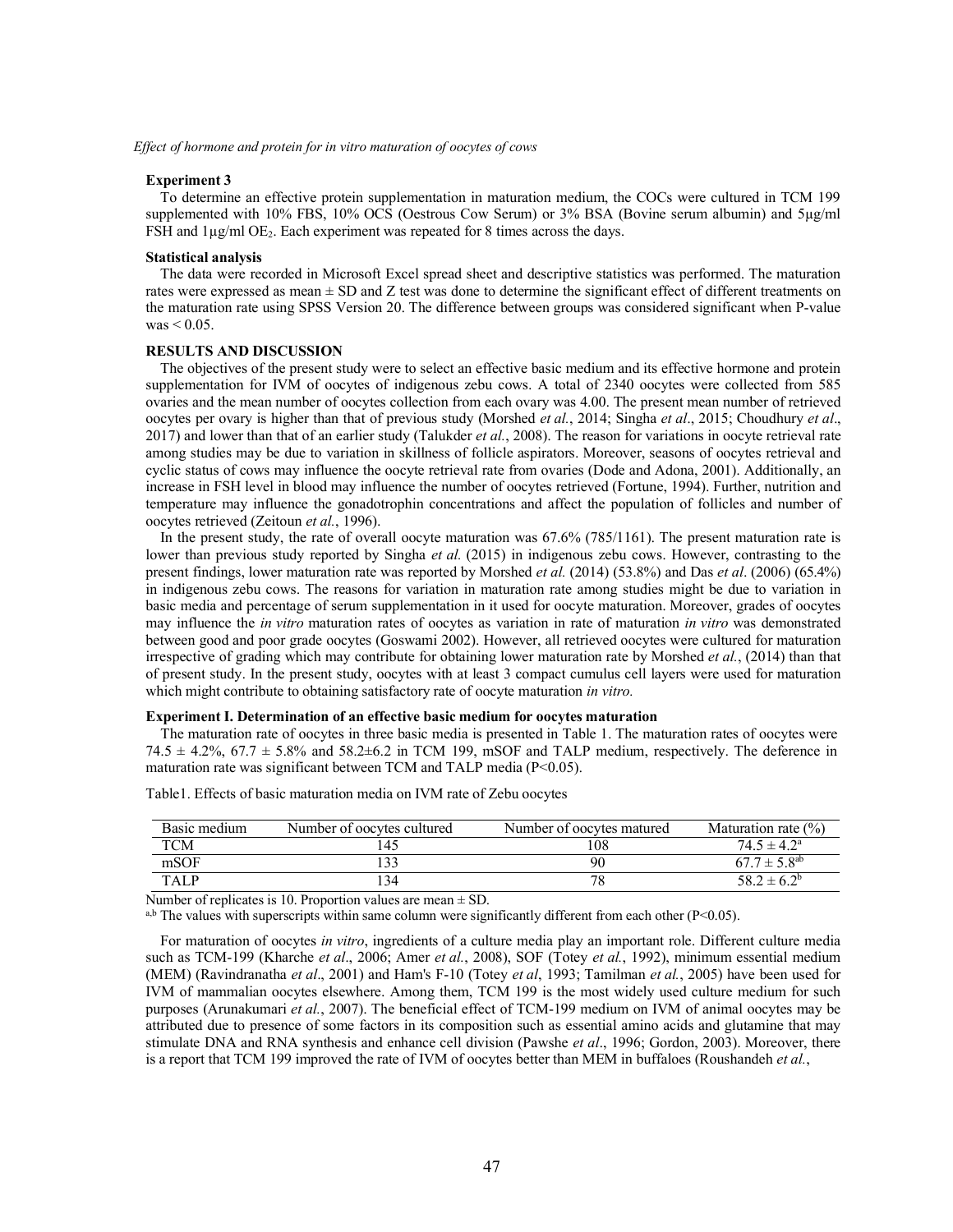### Experiment 3

To determine an effective protein supplementation in maturation medium, the COCs were cultured in TCM 199 supplemented with 10% FBS, 10% OCS (Oestrous Cow Serum) or 3% BSA (Bovine serum albumin) and 5µg/ml FSH and 1µg/ml $OE_2$. Each experiment was repeated for 8 times across the days.

### Statistical analysis

The data were recorded in Microsoft Excel spread sheet and descriptive statistics was performed. The maturation rates were expressed as mean ± SD and Z test was done to determine the significant effect of different treatments on the maturation rate using SPSS Version 20. The difference between groups was considered significant when P-value was < 0.05.

## RESULTS AND DISCUSSION

The objectives of the present study were to select an effective basic medium and its effective hormone and protein supplementation for IVM of oocytes of indigenous zebu cows. A total of 2340 oocytes were collected from 585 ovaries and the mean number of oocytes collection from each ovary was 4.00. The present mean number of retrieved oocytes per ovary is higher than that of previous study (Morshed *et al.*, 2014; Singha *et al*., 2015; Choudhury *et al*., 2017) and lower than that of an earlier study (Talukder *et al.*, 2008). The reason for variations in oocyte retrieval rate among studies may be due to variation in skillness of follicle aspirators. Moreover, seasons of oocytes retrieval and cyclic status of cows may influence the oocyte retrieval rate from ovaries (Dode and Adona, 2001). Additionally, an increase in FSH level in blood may influence the number of oocytes retrieved (Fortune, 1994). Further, nutrition and temperature may influence the gonadotrophin concentrations and affect the population of follicles and number of oocytes retrieved (Zeitoun *et al.*, 1996).

In the present study, the rate of overall oocyte maturation was 67.6% (785/1161). The present maturation rate is lower than previous study reported by Singha *et al.* (2015) in indigenous zebu cows. However, contrasting to the present findings, lower maturation rate was reported by Morshed *et al.* (2014) (53.8%) and Das *et al*. (2006) (65.4%) in indigenous zebu cows. The reasons for variation in maturation rate among studies might be due to variation in basic media and percentage of serum supplementation in it used for oocyte maturation. Moreover, grades of oocytes may influence the *in vitro* maturation rates of oocytes as variation in rate of maturation *in vitro* was demonstrated between good and poor grade oocytes (Goswami 2002). However, all retrieved oocytes were cultured for maturation irrespective of grading which may contribute for obtaining lower maturation rate by Morshed *et al.*, (2014) than that of present study. In the present study, oocytes with at least 3 compact cumulus cell layers were used for maturation which might contribute to obtaining satisfactory rate of oocyte maturation *in vitro.*

### Experiment I. Determination of an effective basic medium for oocytes maturation

The maturation rate of oocytes in three basic media is presented in Table 1. The maturation rates of oocytes were 74.5 ± 4.2%, 67.7 ± 5.8% and 58.2±6.2 in TCM 199, mSOF and TALP medium, respectively. The deference in maturation rate was significant between TCM and TALP media (P<0.05).

Table1. Effects of basic maturation media on IVM rate of Zebu oocytes

| Basic medium | Number of oocytes cultured | Number of oocytes matured | Maturation rate (%) |
|---|---|---|---|
| TCM | 145 | 108 | $74.5 \pm 4.2^{a}$ |
| mSOF | 133 | 90 | $67.7 \pm 5.8^{ab}$ |
| TALP | 134 | 78 | $58.2 \pm 6.2^{b}$ |

Number of replicates is 10. Proportion values are mean ± SD.

[a,b] The values with superscripts within same column were significantly different from each other (P<0.05).

For maturation of oocytes *in vitro*, ingredients of a culture media play an important role. Different culture media such as TCM-199 (Kharche *et al*., 2006; Amer *et al.*, 2008), SOF (Totey *et al.*, 1992), minimum essential medium (MEM) (Ravindranatha *et al*., 2001) and Ham's F-10 (Totey *et al*, 1993; Tamilman *et al.*, 2005) have been used for IVM of mammalian oocytes elsewhere. Among them, TCM 199 is the most widely used culture medium for such purposes (Arunakumari *et al.*, 2007). The beneficial effect of TCM-199 medium on IVM of animal oocytes may be attributed due to presence of some factors in its composition such as essential amino acids and glutamine that may stimulate DNA and RNA synthesis and enhance cell division (Pawshe *et al*., 1996; Gordon, 2003). Moreover, there is a report that TCM 199 improved the rate of IVM of oocytes better than MEM in buffaloes (Roushandeh *et al.*,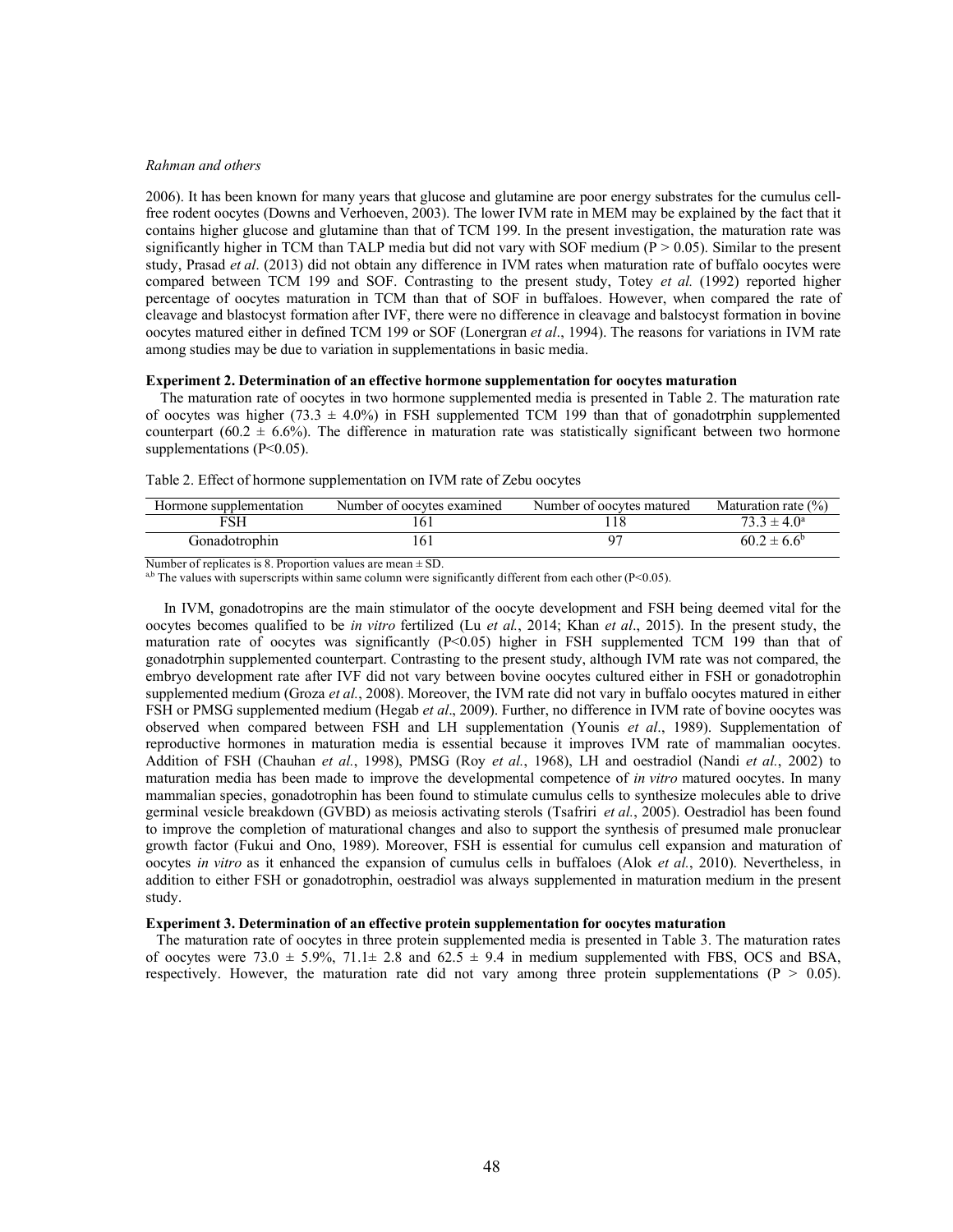2006). It has been known for many years that glucose and glutamine are poor energy substrates for the cumulus cell-free rodent oocytes (Downs and Verhoeven, 2003). The lower IVM rate in MEM may be explained by the fact that it contains higher glucose and glutamine than that of TCM 199. In the present investigation, the maturation rate was significantly higher in TCM than TALP media but did not vary with SOF medium ($P > 0.05$). Similar to the present study, Prasad *et al*. (2013) did not obtain any difference in IVM rates when maturation rate of buffalo oocytes were compared between TCM 199 and SOF. Contrasting to the present study, Totey *et al.* (1992) reported higher percentage of oocytes maturation in TCM than that of SOF in buffaloes. However, when compared the rate of cleavage and blastocyst formation after IVF, there were no difference in cleavage and balstocyst formation in bovine oocytes matured either in defined TCM 199 or SOF (Lonergran *et al*., 1994). The reasons for variations in IVM rate among studies may be due to variation in supplementations in basic media.

**Experiment 2. Determination of an effective hormone supplementation for oocytes maturation**

The maturation rate of oocytes in two hormone supplemented media is presented in Table 2. The maturation rate of oocytes was higher ($73.3 \pm 4.0\%$) in FSH supplemented TCM 199 than that of gonadotrphin supplemented counterpart ($60.2 \pm 6.6\%$). The difference in maturation rate was statistically significant between two hormone supplementations ($P<0.05$).

Table 2. Effect of hormone supplementation on IVM rate of Zebu oocytes

| Hormone supplementation | Number of oocytes examined | Number of oocytes matured | Maturation rate (%) |
|---|---|---|---|
| FSH | 161 | 118 | $73.3 \pm 4.0^{a}$ |
| Gonadotrophin | 161 | 97 | $60.2 \pm 6.6^{b}$ |

Number of replicates is 8. Proportion values are mean ± SD.
[a,b] The values with superscripts within same column were significantly different from each other ($P<0.05$).

In IVM, gonadotropins are the main stimulator of the oocyte development and FSH being deemed vital for the oocytes becomes qualified to be *in vitro* fertilized (Lu *et al.*, 2014; Khan *et al*., 2015). In the present study, the maturation rate of oocytes was significantly ($P<0.05$) higher in FSH supplemented TCM 199 than that of gonadotrphin supplemented counterpart. Contrasting to the present study, although IVM rate was not compared, the embryo development rate after IVF did not vary between bovine oocytes cultured either in FSH or gonadotrophin supplemented medium (Groza *et al.*, 2008). Moreover, the IVM rate did not vary in buffalo oocytes matured in either FSH or PMSG supplemented medium (Hegab *et al*., 2009). Further, no difference in IVM rate of bovine oocytes was observed when compared between FSH and LH supplementation (Younis *et al*., 1989). Supplementation of reproductive hormones in maturation media is essential because it improves IVM rate of mammalian oocytes. Addition of FSH (Chauhan *et al.*, 1998), PMSG (Roy *et al.*, 1968), LH and oestradiol (Nandi *et al.*, 2002) to maturation media has been made to improve the developmental competence of *in vitro* matured oocytes. In many mammalian species, gonadotrophin has been found to stimulate cumulus cells to synthesize molecules able to drive germinal vesicle breakdown (GVBD) as meiosis activating sterols (Tsafriri *et al.*, 2005). Oestradiol has been found to improve the completion of maturational changes and also to support the synthesis of presumed male pronuclear growth factor (Fukui and Ono, 1989). Moreover, FSH is essential for cumulus cell expansion and maturation of oocytes *in vitro* as it enhanced the expansion of cumulus cells in buffaloes (Alok *et al.*, 2010). Nevertheless, in addition to either FSH or gonadotrophin, oestradiol was always supplemented in maturation medium in the present study.

**Experiment 3. Determination of an effective protein supplementation for oocytes maturation**

The maturation rate of oocytes in three protein supplemented media is presented in Table 3. The maturation rates of oocytes were $73.0 \pm 5.9\%$, $71.1 \pm 2.8$ and $62.5 \pm 9.4$ in medium supplemented with FBS, OCS and BSA, respectively. However, the maturation rate did not vary among three protein supplementations ($P > 0.05$).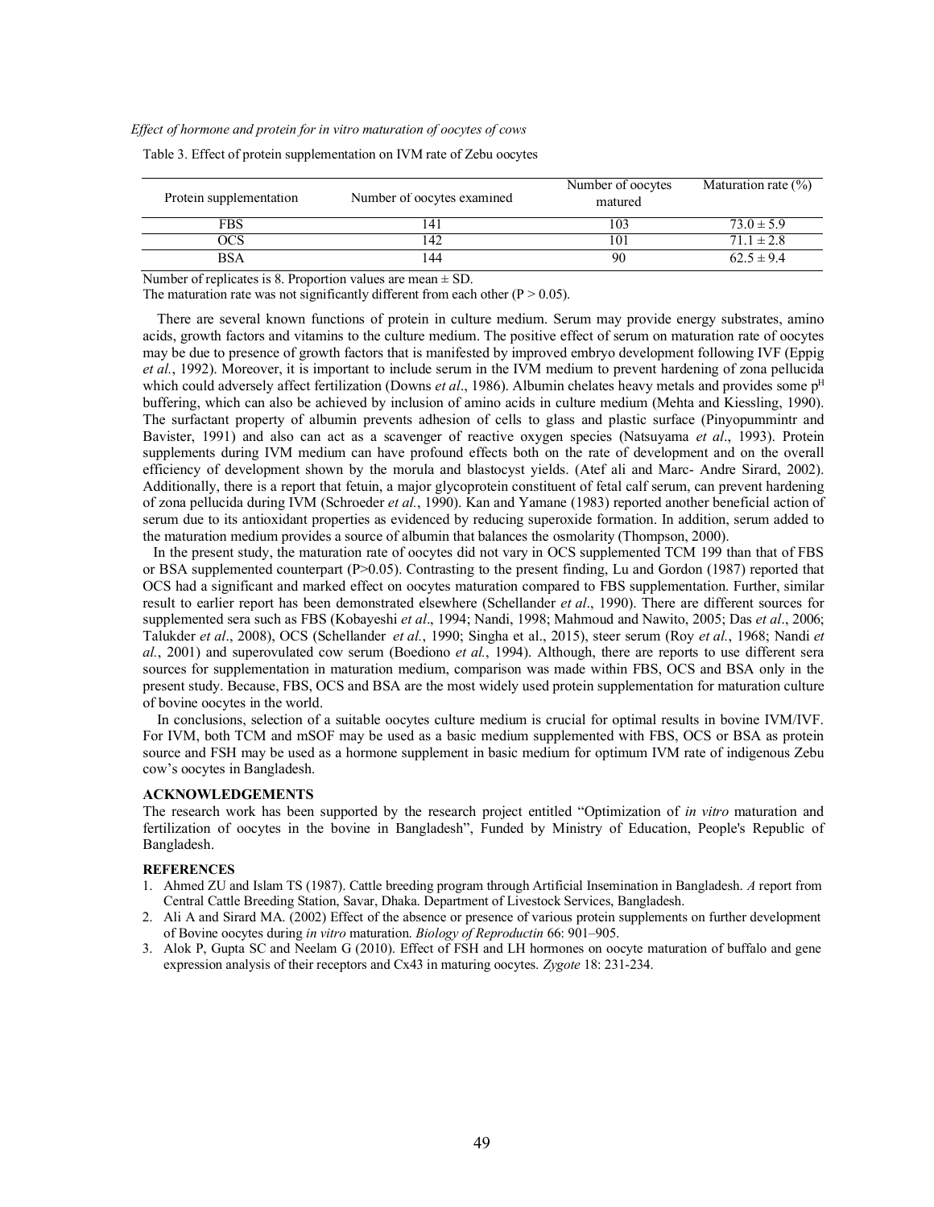Table 3. Effect of protein supplementation on IVM rate of Zebu oocytes

| Protein supplementation | Number of oocytes examined | Number of oocytes matured | Maturation rate (%) |
|---|---|---|---|
| FBS | 141 | 103 | 73.0 ± 5.9 |
| OCS | 142 | 101 | 71.1 ± 2.8 |
| BSA | 144 | 90 | 62.5 ± 9.4 |

Number of replicates is 8. Proportion values are mean ± SD.
The maturation rate was not significantly different from each other ($P > 0.05$).

There are several known functions of protein in culture medium. Serum may provide energy substrates, amino acids, growth factors and vitamins to the culture medium. The positive effect of serum on maturation rate of oocytes may be due to presence of growth factors that is manifested by improved embryo development following IVF (Eppig *et al.*, 1992). Moreover, it is important to include serum in the IVM medium to prevent hardening of zona pellucida which could adversely affect fertilization (Downs *et al*., 1986). Albumin chelates heavy metals and provides some $p^H$ buffering, which can also be achieved by inclusion of amino acids in culture medium (Mehta and Kiessling, 1990). The surfactant property of albumin prevents adhesion of cells to glass and plastic surface (Pinyopummintr and Bavister, 1991) and also can act as a scavenger of reactive oxygen species (Natsuyama *et al*., 1993). Protein supplements during IVM medium can have profound effects both on the rate of development and on the overall efficiency of development shown by the morula and blastocyst yields. (Atef ali and Marc- Andre Sirard, 2002). Additionally, there is a report that fetuin, a major glycoprotein constituent of fetal calf serum, can prevent hardening of zona pellucida during IVM (Schroeder *et al.*, 1990). Kan and Yamane (1983) reported another beneficial action of serum due to its antioxidant properties as evidenced by reducing superoxide formation. In addition, serum added to the maturation medium provides a source of albumin that balances the osmolarity (Thompson, 2000).

In the present study, the maturation rate of oocytes did not vary in OCS supplemented TCM 199 than that of FBS or BSA supplemented counterpart ($P>0.05$). Contrasting to the present finding, Lu and Gordon (1987) reported that OCS had a significant and marked effect on oocytes maturation compared to FBS supplementation. Further, similar result to earlier report has been demonstrated elsewhere (Schellander *et al*., 1990). There are different sources for supplemented sera such as FBS (Kobayeshi *et al*., 1994; Nandi, 1998; Mahmoud and Nawito, 2005; Das *et al*., 2006; Talukder *et al*., 2008), OCS (Schellander *et al.*, 1990; Singha et al., 2015), steer serum (Roy *et al.*, 1968; Nandi *et al.*, 2001) and superovulated cow serum (Boediono *et al.*, 1994). Although, there are reports to use different sera sources for supplementation in maturation medium, comparison was made within FBS, OCS and BSA only in the present study. Because, FBS, OCS and BSA are the most widely used protein supplementation for maturation culture of bovine oocytes in the world.

In conclusions, selection of a suitable oocytes culture medium is crucial for optimal results in bovine IVM/IVF. For IVM, both TCM and mSOF may be used as a basic medium supplemented with FBS, OCS or BSA as protein source and FSH may be used as a hormone supplement in basic medium for optimum IVM rate of indigenous Zebu cow's oocytes in Bangladesh.

## ACKNOWLEDGEMENTS

The research work has been supported by the research project entitled "Optimization of *in vitro* maturation and fertilization of oocytes in the bovine in Bangladesh", Funded by Ministry of Education, People's Republic of Bangladesh.

## REFERENCES

1. Ahmed ZU and Islam TS (1987). Cattle breeding program through Artificial Insemination in Bangladesh. *A* report from Central Cattle Breeding Station, Savar, Dhaka. Department of Livestock Services, Bangladesh.
2. Ali A and Sirard MA. (2002) Effect of the absence or presence of various protein supplements on further development of Bovine oocytes during *in vitro* maturation. *Biology of Reproductin* 66: 901–905.
3. Alok P, Gupta SC and Neelam G (2010). Effect of FSH and LH hormones on oocyte maturation of buffalo and gene expression analysis of their receptors and Cx43 in maturing oocytes. *Zygote* 18: 231-234.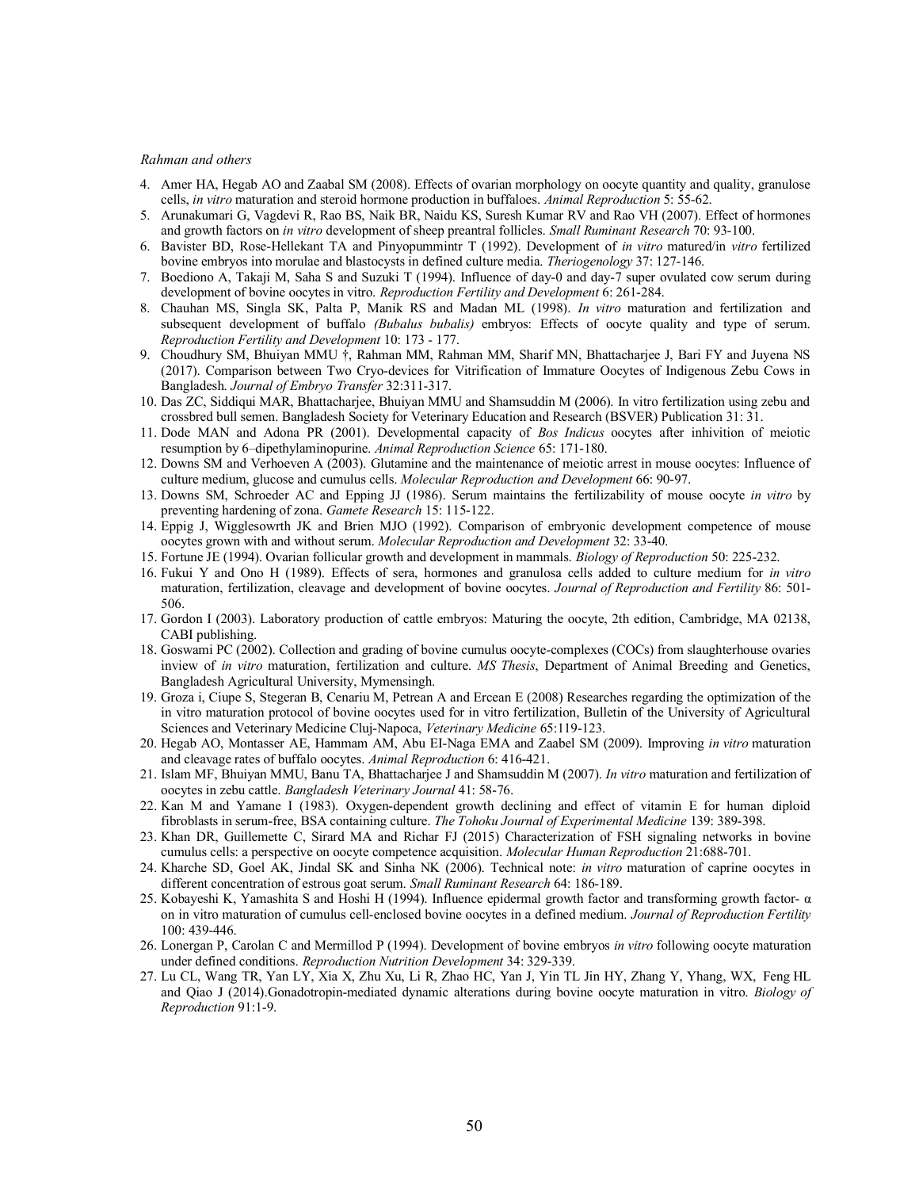4. Amer HA, Hegab AO and Zaabal SM (2008). Effects of ovarian morphology on oocyte quantity and quality, granulose cells, *in vitro* maturation and steroid hormone production in buffaloes. *Animal Reproduction* 5: 55-62.
5. Arunakumari G, Vagdevi R, Rao BS, Naik BR, Naidu KS, Suresh Kumar RV and Rao VH (2007). Effect of hormones and growth factors on *in vitro* development of sheep preantral follicles. *Small Ruminant Research* 70: 93-100.
6. Bavister BD, Rose-Hellekant TA and Pinyopummintr T (1992). Development of *in vitro* matured/in *vitro* fertilized bovine embryos into morulae and blastocysts in defined culture media. *Theriogenology* 37: 127-146.
7. Boediono A, Takaji M, Saha S and Suzuki T (1994). Influence of day-0 and day-7 super ovulated cow serum during development of bovine oocytes in vitro. *Reproduction Fertility and Development* 6: 261-284.
8. Chauhan MS, Singla SK, Palta P, Manik RS and Madan ML (1998). *In vitro* maturation and fertilization and subsequent development of buffalo *(Bubalus bubalis)* embryos: Effects of oocyte quality and type of serum. *Reproduction Fertility and Development* 10: 173 - 177.
9. Choudhury SM, Bhuiyan MMU †, Rahman MM, Rahman MM, Sharif MN, Bhattacharjee J, Bari FY and Juyena NS (2017). Comparison between Two Cryo-devices for Vitrification of Immature Oocytes of Indigenous Zebu Cows in Bangladesh. *Journal of Embryo Transfer* 32:311-317.
10. Das ZC, Siddiqui MAR, Bhattacharjee, Bhuiyan MMU and Shamsuddin M (2006). In vitro fertilization using zebu and crossbred bull semen. Bangladesh Society for Veterinary Education and Research (BSVER) Publication 31: 31.
11. Dode MAN and Adona PR (2001). Developmental capacity of *Bos Indicus* oocytes after inhivition of meiotic resumption by 6–dipethylaminopurine. *Animal Reproduction Science* 65: 171-180.
12. Downs SM and Verhoeven A (2003). Glutamine and the maintenance of meiotic arrest in mouse oocytes: Influence of culture medium, glucose and cumulus cells. *Molecular Reproduction and Development* 66: 90-97.
13. Downs SM, Schroeder AC and Epping JJ (1986). Serum maintains the fertilizability of mouse oocyte *in vitro* by preventing hardening of zona. *Gamete Research* 15: 115-122.
14. Eppig J, Wigglesowrth JK and Brien MJO (1992). Comparison of embryonic development competence of mouse oocytes grown with and without serum. *Molecular Reproduction and Development* 32: 33-40.
15. Fortune JE (1994). Ovarian follicular growth and development in mammals. *Biology of Reproduction* 50: 225-232.
16. Fukui Y and Ono H (1989). Effects of sera, hormones and granulosa cells added to culture medium for *in vitro* maturation, fertilization, cleavage and development of bovine oocytes. *Journal of Reproduction and Fertility* 86: 501-506.
17. Gordon I (2003). Laboratory production of cattle embryos: Maturing the oocyte, 2th edition, Cambridge, MA 02138, CABI publishing.
18. Goswami PC (2002). Collection and grading of bovine cumulus oocyte-complexes (COCs) from slaughterhouse ovaries inview of *in vitro* maturation, fertilization and culture. *MS Thesis*, Department of Animal Breeding and Genetics, Bangladesh Agricultural University, Mymensingh.
19. Groza i, Ciupe S, Stegeran B, Cenariu M, Petrean A and Ercean E (2008) Researches regarding the optimization of the in vitro maturation protocol of bovine oocytes used for in vitro fertilization, Bulletin of the University of Agricultural Sciences and Veterinary Medicine Cluj-Napoca, *Veterinary Medicine* 65:119-123.
20. Hegab AO, Montasser AE, Hammam AM, Abu EI-Naga EMA and Zaabel SM (2009). Improving *in vitro* maturation and cleavage rates of buffalo oocytes. *Animal Reproduction* 6: 416-421.
21. Islam MF, Bhuiyan MMU, Banu TA, Bhattacharjee J and Shamsuddin M (2007). *In vitro* maturation and fertilization of oocytes in zebu cattle. *Bangladesh Veterinary Journal* 41: 58-76.
22. Kan M and Yamane I (1983). Oxygen-dependent growth declining and effect of vitamin E for human diploid fibroblasts in serum-free, BSA containing culture. *The Tohoku Journal of Experimental Medicine* 139: 389-398.
23. Khan DR, Guillemette C, Sirard MA and Richar FJ (2015) Characterization of FSH signaling networks in bovine cumulus cells: a perspective on oocyte competence acquisition. *Molecular Human Reproduction* 21:688-701.
24. Kharche SD, Goel AK, Jindal SK and Sinha NK (2006). Technical note: *in vitro* maturation of caprine oocytes in different concentration of estrous goat serum. *Small Ruminant Research* 64: 186-189.
25. Kobayeshi K, Yamashita S and Hoshi H (1994). Influence epidermal growth factor and transforming growth factor- α on in vitro maturation of cumulus cell-enclosed bovine oocytes in a defined medium. *Journal of Reproduction Fertility* 100: 439-446.
26. Lonergan P, Carolan C and Mermillod P (1994). Development of bovine embryos *in vitro* following oocyte maturation under defined conditions. *Reproduction Nutrition Development* 34: 329-339.
27. Lu CL, Wang TR, Yan LY, Xia X, Zhu Xu, Li R, Zhao HC, Yan J, Yin TL Jin HY, Zhang Y, Yhang, WX, Feng HL and Qiao J (2014).Gonadotropin-mediated dynamic alterations during bovine oocyte maturation in vitro. *Biology of Reproduction* 91:1-9.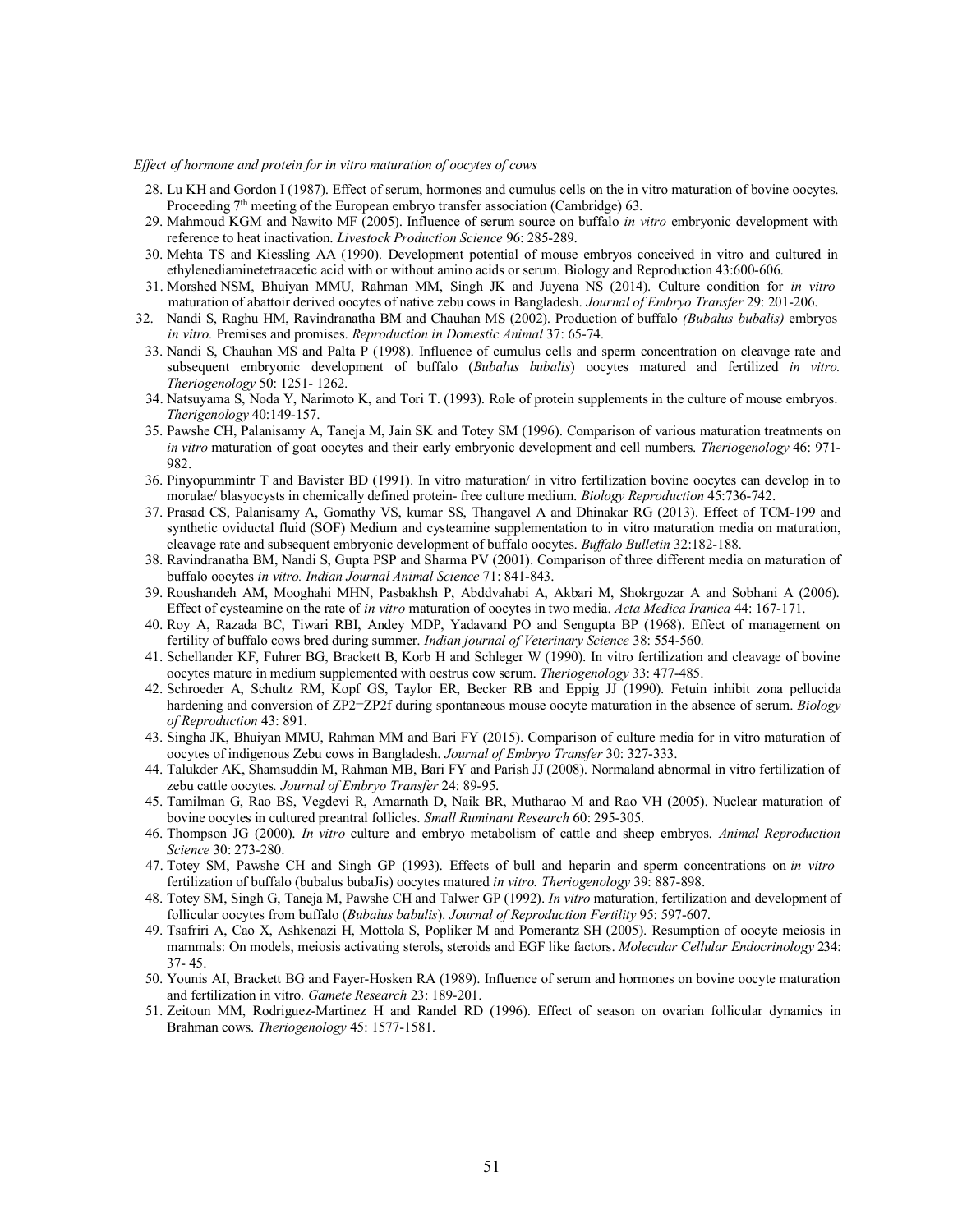28. Lu KH and Gordon I (1987). Effect of serum, hormones and cumulus cells on the in vitro maturation of bovine oocytes. Proceeding 7th meeting of the European embryo transfer association (Cambridge) 63.
29. Mahmoud KGM and Nawito MF (2005). Influence of serum source on buffalo *in vitro* embryonic development with reference to heat inactivation. *Livestock Production Science* 96: 285-289.
30. Mehta TS and Kiessling AA (1990). Development potential of mouse embryos conceived in vitro and cultured in ethylenediaminetetraacetic acid with or without amino acids or serum. Biology and Reproduction 43:600-606.
31. Morshed NSM, Bhuiyan MMU, Rahman MM, Singh JK and Juyena NS (2014). Culture condition for *in vitro* maturation of abattoir derived oocytes of native zebu cows in Bangladesh. *Journal of Embryo Transfer* 29: 201-206.
32. Nandi S, Raghu HM, Ravindranatha BM and Chauhan MS (2002). Production of buffalo *(Bubalus bubalis)* embryos *in vitro.* Premises and promises. *Reproduction in Domestic Animal* 37: 65-74.
33. Nandi S, Chauhan MS and Palta P (1998). Influence of cumulus cells and sperm concentration on cleavage rate and subsequent embryonic development of buffalo (*Bubalus bubalis*) oocytes matured and fertilized *in vitro. Theriogenology* 50: 1251- 1262.
34. Natsuyama S, Noda Y, Narimoto K, and Tori T. (1993). Role of protein supplements in the culture of mouse embryos. *Therigenology* 40:149-157.
35. Pawshe CH, Palanisamy A, Taneja M, Jain SK and Totey SM (1996). Comparison of various maturation treatments on *in vitro* maturation of goat oocytes and their early embryonic development and cell numbers. *Theriogenology* 46: 971-982.
36. Pinyopummintr T and Bavister BD (1991). In vitro maturation/ in vitro fertilization bovine oocytes can develop in to morulae/ blasyocysts in chemically defined protein- free culture medium. *Biology Reproduction* 45:736-742.
37. Prasad CS, Palanisamy A, Gomathy VS, kumar SS, Thangavel A and Dhinakar RG (2013). Effect of TCM-199 and synthetic oviductal fluid (SOF) Medium and cysteamine supplementation to in vitro maturation media on maturation, cleavage rate and subsequent embryonic development of buffalo oocytes. *Buffalo Bulletin* 32:182-188.
38. Ravindranatha BM, Nandi S, Gupta PSP and Sharma PV (2001). Comparison of three different media on maturation of buffalo oocytes *in vitro. Indian Journal Animal Science* 71: 841-843.
39. Roushandeh AM, Mooghahi MHN, Pasbakhsh P, Abddvahabi A, Akbari M, Shokrgozar A and Sobhani A (2006). Effect of cysteamine on the rate of *in vitro* maturation of oocytes in two media. *Acta Medica Iranica* 44: 167-171.
40. Roy A, Razada BC, Tiwari RBI, Andey MDP, Yadavand PO and Sengupta BP (1968). Effect of management on fertility of buffalo cows bred during summer. *Indian journal of Veterinary Science* 38: 554-560.
41. Schellander KF, Fuhrer BG, Brackett B, Korb H and Schleger W (1990). In vitro fertilization and cleavage of bovine oocytes mature in medium supplemented with oestrus cow serum. *Theriogenology* 33: 477-485.
42. Schroeder A, Schultz RM, Kopf GS, Taylor ER, Becker RB and Eppig JJ (1990). Fetuin inhibit zona pellucida hardening and conversion of ZP2=ZP2f during spontaneous mouse oocyte maturation in the absence of serum. *Biology of Reproduction* 43: 891.
43. Singha JK, Bhuiyan MMU, Rahman MM and Bari FY (2015). Comparison of culture media for in vitro maturation of oocytes of indigenous Zebu cows in Bangladesh. *Journal of Embryo Transfer* 30: 327-333.
44. Talukder AK, Shamsuddin M, Rahman MB, Bari FY and Parish JJ (2008). Normaland abnormal in vitro fertilization of zebu cattle oocytes. *Journal of Embryo Transfer* 24: 89-95.
45. Tamilman G, Rao BS, Vegdevi R, Amarnath D, Naik BR, Mutharao M and Rao VH (2005). Nuclear maturation of bovine oocytes in cultured preantral follicles. *Small Ruminant Research* 60: 295-305.
46. Thompson JG (2000). *In vitro* culture and embryo metabolism of cattle and sheep embryos. *Animal Reproduction Science* 30: 273-280.
47. Totey SM, Pawshe CH and Singh GP (1993). Effects of bull and heparin and sperm concentrations on *in vitro* fertilization of buffalo (bubalus bubaJis) oocytes matured *in vitro. Theriogenology* 39: 887-898.
48. Totey SM, Singh G, Taneja M, Pawshe CH and Talwer GP (1992). *In vitro* maturation, fertilization and development of follicular oocytes from buffalo (*Bubalus babulis*). *Journal of Reproduction Fertility* 95: 597-607.
49. Tsafriri A, Cao X, Ashkenazi H, Mottola S, Popliker M and Pomerantz SH (2005). Resumption of oocyte meiosis in mammals: On models, meiosis activating sterols, steroids and EGF like factors. *Molecular Cellular Endocrinology* 234: 37- 45.
50. Younis AI, Brackett BG and Fayer-Hosken RA (1989). Influence of serum and hormones on bovine oocyte maturation and fertilization in vitro. *Gamete Research* 23: 189-201.
51. Zeitoun MM, Rodriguez-Martinez H and Randel RD (1996). Effect of season on ovarian follicular dynamics in Brahman cows. *Theriogenology* 45: 1577-1581.